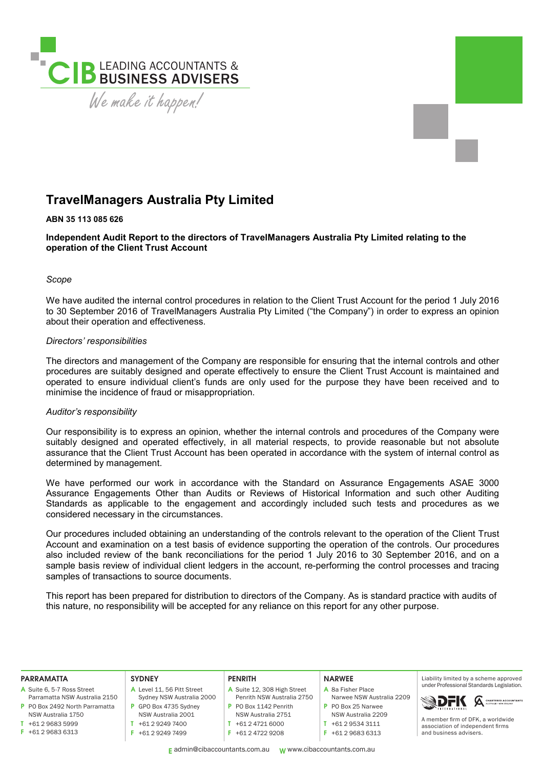# TravelManagers Australia Pty Limited

**ABN 35 113 085 626**

**Independent Audit Report to the directors of TravelManagers Australia Pty Limited relating to the operation of the Client Trust Account**

*Scope*

We have audited the internal control procedures in relation to the Client Trust Account for the period 1 July 2016 to 30 September 2016 of TravelManagers Australia Pty Limited ("the Company") in order to express an opinion about their operation and effectiveness.

*Directors' responsibilities*

The directors and management of the Company are responsible for ensuring that the internal controls and other procedures are suitably designed and operate effectively to ensure the Client Trust Account is maintained and operated to ensure individual client's funds are only used for the purpose they have been received and to minimise the incidence of fraud or misappropriation.

*Auditor's responsibility*

Our responsibility is to express an opinion, whether the internal controls and procedures of the Company were suitably designed and operated effectively, in all material respects, to provide reasonable but not absolute assurance that the Client Trust Account has been operated in accordance with the system of internal control as determined by management.

We have performed our work in accordance with the Standard on Assurance Engagements ASAE 3000 Assurance Engagements Other than Audits or Reviews of Historical Information and such other Auditing Standards as applicable to the engagement and accordingly included such tests and procedures as we considered necessary in the circumstances.

Our procedures included obtaining an understanding of the controls relevant to the operation of the Client Trust Account and examination on a test basis of evidence supporting the operation of the controls. Our procedures also included review of the bank reconciliations for the period 1 July 2016 to 30 September 2016, and on a sample basis review of individual client ledgers in the account, re-performing the control processes and tracing samples of transactions to source documents.

This report has been prepared for distribution to directors of the Company. As is standard practice with audits of this nature, no responsibility will be accepted for any reliance on this report for any other purpose.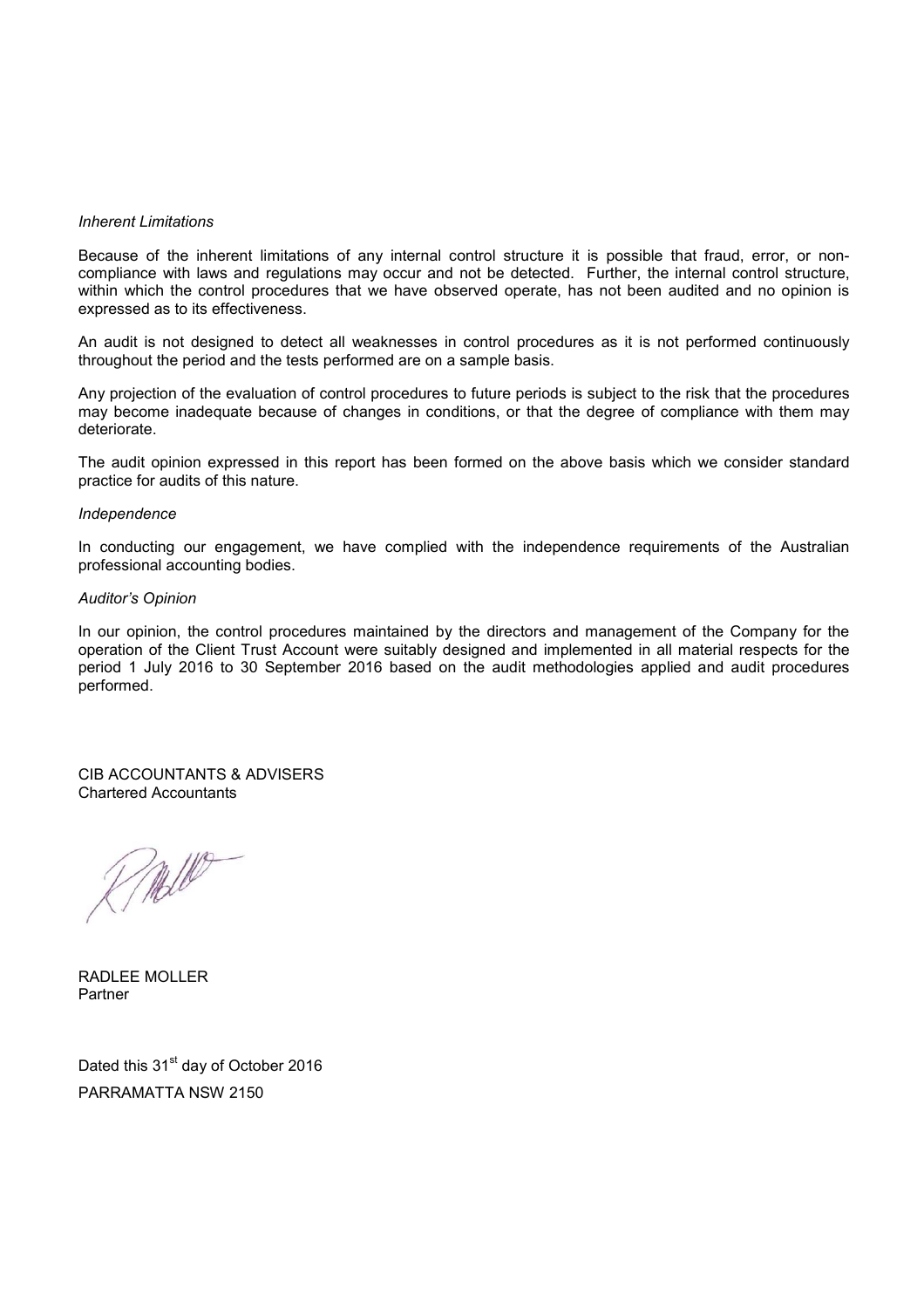*Inherent Limitations*

Because of the inherent limitations of any internal control structure it is possible that fraud, error, or non-compliance with laws and regulations may occur and not be detected. Further, the internal control structure, within which the control procedures that we have observed operate, has not been audited and no opinion is expressed as to its effectiveness.

An audit is not designed to detect all weaknesses in control procedures as it is not performed continuously throughout the period and the tests performed are on a sample basis.

Any projection of the evaluation of control procedures to future periods is subject to the risk that the procedures may become inadequate because of changes in conditions, or that the degree of compliance with them may deteriorate.

The audit opinion expressed in this report has been formed on the above basis which we consider standard practice for audits of this nature.

*Independence*

In conducting our engagement, we have complied with the independence requirements of the Australian professional accounting bodies.

*Auditor's Opinion*

In our opinion, the control procedures maintained by the directors and management of the Company for the operation of the Client Trust Account were suitably designed and implemented in all material respects for the period 1 July 2016 to 30 September 2016 based on the audit methodologies applied and audit procedures performed.

CIB ACCOUNTANTS & ADVISERS
Chartered Accountants

RADLEE MOLLER
Partner

Dated this 31st day of October 2016
PARRAMATTA NSW 2150